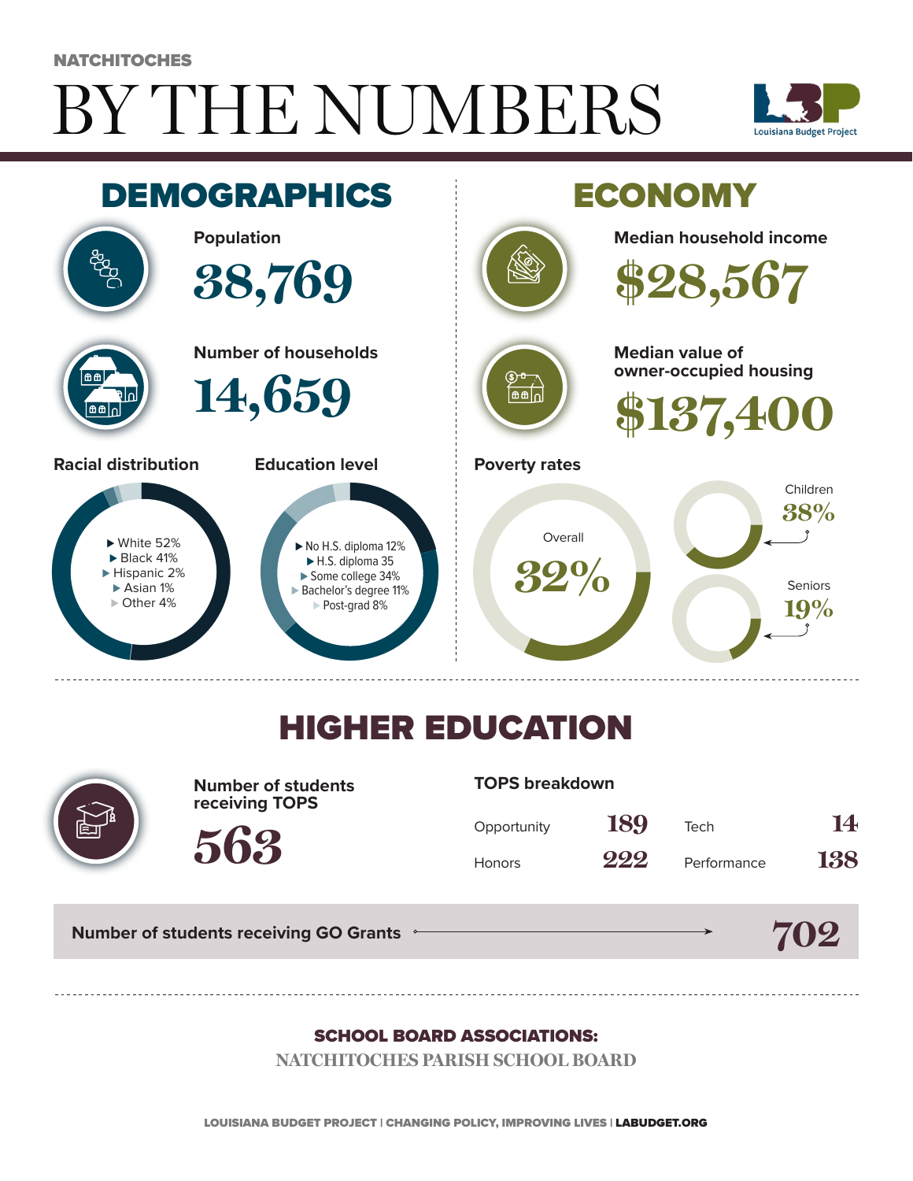NATCHITOCHES

# BY THE NUMBERS

Louisiana Budget Project

## DEMOGRAPHICS

**Population**

38,769

**Number of households**

14,659

### Racial distribution

- White 52%
- Black 41%
- Hispanic 2%
- Asian 1%
- Other 4%

### Education level

- No H.S. diploma 12%
- H.S. diploma 35
- Some college 34%
- Bachelor's degree 11%
- Post-grad 8%

## ECONOMY

**Median household income**

$28,567

**Median value of owner-occupied housing**

$137,400

### Poverty rates

- Overall 32%
- Children 38%
- Seniors 19%

## HIGHER EDUCATION

**Number of students receiving TOPS**

563

### TOPS breakdown

| | | | |
|---|---|---|---|
| Opportunity | 189 | Tech | 14 |
| Honors | 222 | Performance | 138 |

**Number of students receiving GO Grants** → 702

**SCHOOL BOARD ASSOCIATIONS:**

NATCHITOCHES PARISH SCHOOL BOARD

LOUISIANA BUDGET PROJECT | CHANGING POLICY, IMPROVING LIVES | LABUDGET.ORG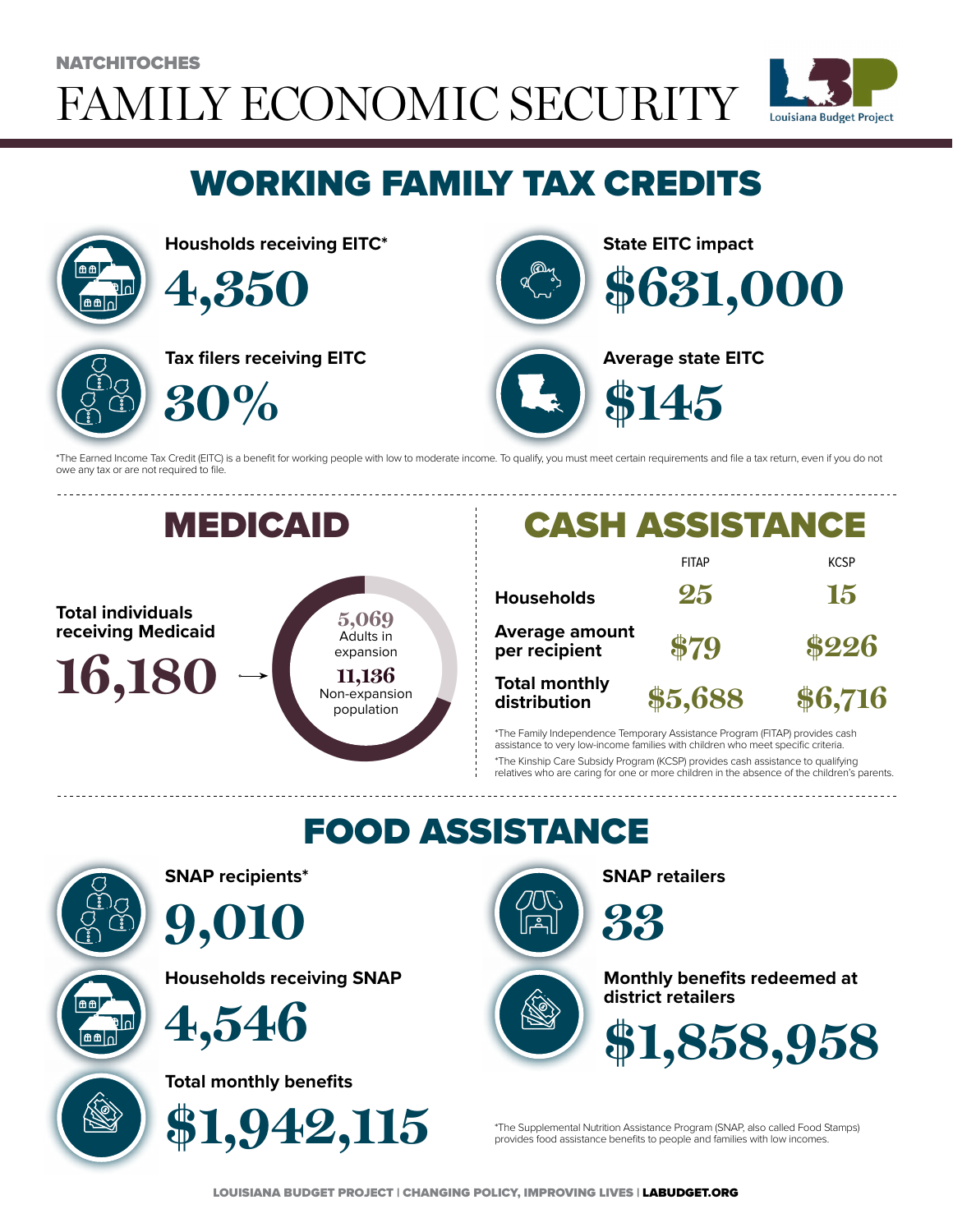NATCHITOCHES

# FAMILY ECONOMIC SECURITY

Louisiana Budget Project

## WORKING FAMILY TAX CREDITS

**Households receiving EITC***

**4,350**

**State EITC impact**

**$631,000**

**Tax filers receiving EITC**

**30%**

**Average state EITC**

**$145**

*The Earned Income Tax Credit (EITC) is a benefit for working people with low to moderate income. To qualify, you must meet certain requirements and file a tax return, even if you do not owe any tax or are not required to file.

## MEDICAID

**Total individuals receiving Medicaid**

**16,180**

5,069
Adults in expansion

11,136
Non-expansion population

## CASH ASSISTANCE

| | FITAP | KCSP |
|---|---|---|
| **Households** | 25 | 15 |
| **Average amount per recipient** | $79 | $226 |
| **Total monthly distribution** | $5,688 | $6,716 |

*The Family Independence Temporary Assistance Program (FITAP) provides cash assistance to very low-income families with children who meet specific criteria.

*The Kinship Care Subsidy Program (KCSP) provides cash assistance to qualifying relatives who are caring for one or more children in the absence of the children's parents.

## FOOD ASSISTANCE

**SNAP recipients***

**9,010**

**Households receiving SNAP**

**4,546**

**Total monthly benefits**

**$1,942,115**

**SNAP retailers**

**33**

**Monthly benefits redeemed at district retailers**

**$1,858,958**

*The Supplemental Nutrition Assistance Program (SNAP, also called Food Stamps) provides food assistance benefits to people and families with low incomes.

LOUISIANA BUDGET PROJECT | CHANGING POLICY, IMPROVING LIVES | LABUDGET.ORG